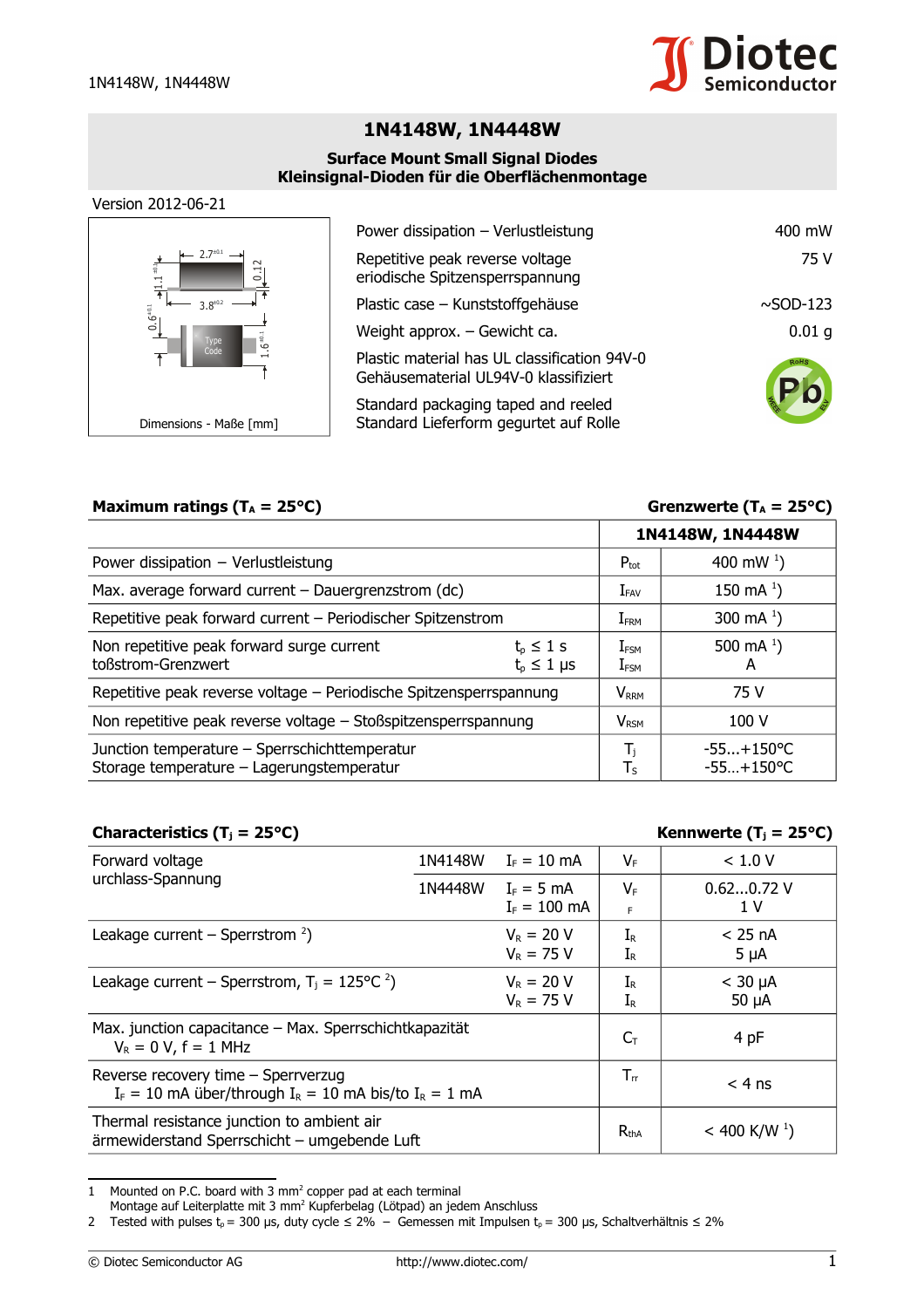# 1N4148W, 1N4448W

**Surface Mount Small Signal Diodes**
**Kleinsignal-Dioden für die Oberflächenmontage**

Version 2012-06-21

Dimensions - Maße [mm]

| | |
|---|---|
| Power dissipation – Verlustleistung | 400 mW |
| Repetitive peak reverse voltage<br>eriodische Spitzensperrspannung | 75 V |
| Plastic case – Kunststoffgehäuse | ~SOD-123 |
| Weight approx. – Gewicht ca. | 0.01 g |
| Plastic material has UL classification 94V-0<br>Gehäusematerial UL94V-0 klassifiziert | |
| Standard packaging taped and reeled<br>Standard Lieferform gegurtet auf Rolle | |

## Maximum ratings ($T_A$ = 25°C) — Grenzwerte ($T_A$ = 25°C)

| | | | 1N4148W, 1N4448W |
|---|---|---|---|
| Power dissipation – Verlustleistung | | $P_{tot}$ | 400 mW [1] |
| Max. average forward current – Dauergrenzstrom (dc) | | $I_{FAV}$ | 150 mA [1] |
| Repetitive peak forward current – Periodischer Spitzenstrom | | $I_{FRM}$ | 300 mA [1] |
| Non repetitive peak forward surge current<br>toßstrom-Grenzwert | $t_p \leq 1$ s<br>$t_p \leq 1$ µs | $I_{FSM}$<br>$I_{FSM}$ | 500 mA [1]<br>A |
| Repetitive peak reverse voltage – Periodische Spitzensperrspannung | | $V_{RRM}$ | 75 V |
| Non repetitive peak reverse voltage – Stoßspitzensperrspannung | | $V_{RSM}$ | 100 V |
| Junction temperature – Sperrschichttemperatur<br>Storage temperature – Lagerungstemperatur | | $T_j$<br>$T_S$ | -55...+150°C<br>-55…+150°C |

## Characteristics ($T_j$ = 25°C) — Kennwerte ($T_j$ = 25°C)

| | | | | |
|---|---|---|---|---|
| Forward voltage<br>urchlass-Spannung | 1N4148W | $I_F$ = 10 mA | $V_F$ | < 1.0 V |
| | 1N4448W | $I_F$ = 5 mA<br>$I_F$ = 100 mA | $V_F$<br>F | 0.62...0.72 V<br>1 V |
| Leakage current – Sperrstrom [2] | | $V_R$ = 20 V<br>$V_R$ = 75 V | $I_R$<br>$I_R$ | < 25 nA<br>5 µA |
| Leakage current – Sperrstrom, $T_j$ = 125°C [2] | | $V_R$ = 20 V<br>$V_R$ = 75 V | $I_R$<br>$I_R$ | < 30 µA<br>50 µA |
| Max. junction capacitance – Max. Sperrschichtkapazität<br>$V_R$ = 0 V, f = 1 MHz | | | $C_T$ | 4 pF |
| Reverse recovery time – Sperrverzug<br>$I_F$ = 10 mA über/through $I_R$ = 10 mA bis/to $I_R$ = 1 mA | | | $T_{rr}$ | < 4 ns |
| Thermal resistance junction to ambient air<br>ärmewiderstand Sperrschicht – umgebende Luft | | | $R_{thA}$ | < 400 K/W [1] |

1 Mounted on P.C. board with 3 mm² copper pad at each terminal
Montage auf Leiterplatte mit 3 mm² Kupferbelag (Lötpad) an jedem Anschluss

2 Tested with pulses $t_p$ = 300 µs, duty cycle ≤ 2% – Gemessen mit Impulsen $t_p$ = 300 µs, Schaltverhältnis ≤ 2%

© Diotec Semiconductor AG http://www.diotec.com/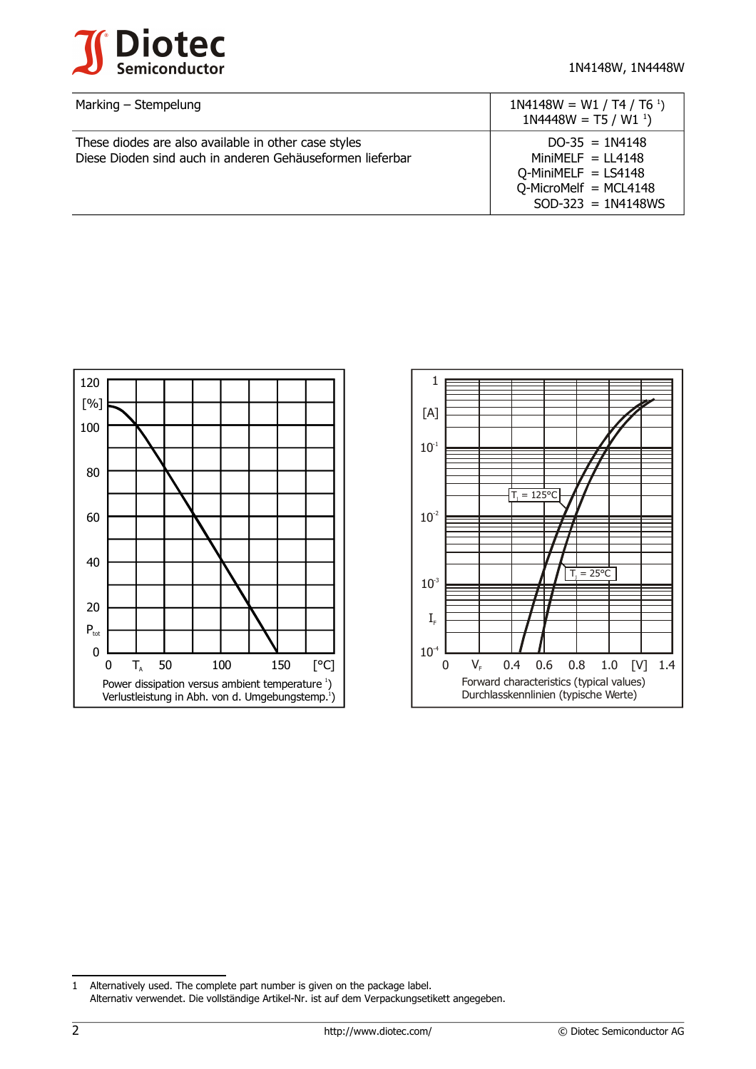| | |
|---|---|
| Marking – Stempelung | 1N4148W = W1 / T4 / T6 [1])<br>1N4448W = T5 / W1 [1]) |
| These diodes are also available in other case styles<br>Diese Dioden sind auch in anderen Gehäuseformen lieferbar | DO-35 = 1N4148<br>MiniMELF = LL4148<br>Q-MiniMELF = LS4148<br>Q-MicroMelf = MCL4148<br>SOD-323 = 1N4148WS |

120
[%]
100
80
60
40
20
$P_{tot}$
0
0 $T_A$ 50 100 150 [°C]

Power dissipation versus ambient temperature [1])
Verlustleistung in Abh. von d. Umgebungstemp.[1])

1
[A]
$10^{-1}$
$10^{-2}$
$10^{-3}$
$I_F$
$10^{-4}$
$T_j$ = 125°C
$T_j$ = 25°C
0 $V_F$ 0.4 0.6 0.8 1.0 [V] 1.4

Forward characteristics (typical values)
Durchlasskennlinien (typische Werte)

1 Alternatively used. The complete part number is given on the package label.
Alternativ verwendet. Die vollständige Artikel-Nr. ist auf dem Verpackungsetikett angegeben.